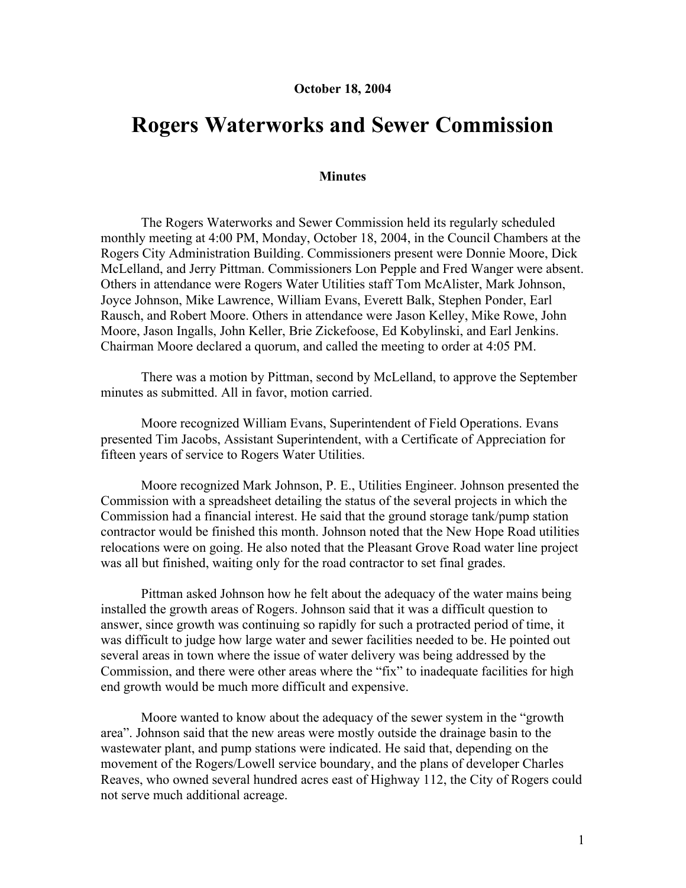**October 18, 2004**

# Rogers Waterworks and Sewer Commission

**Minutes**

The Rogers Waterworks and Sewer Commission held its regularly scheduled monthly meeting at 4:00 PM, Monday, October 18, 2004, in the Council Chambers at the Rogers City Administration Building. Commissioners present were Donnie Moore, Dick McLelland, and Jerry Pittman. Commissioners Lon Pepple and Fred Wanger were absent. Others in attendance were Rogers Water Utilities staff Tom McAlister, Mark Johnson, Joyce Johnson, Mike Lawrence, William Evans, Everett Balk, Stephen Ponder, Earl Rausch, and Robert Moore. Others in attendance were Jason Kelley, Mike Rowe, John Moore, Jason Ingalls, John Keller, Brie Zickefoose, Ed Kobylinski, and Earl Jenkins. Chairman Moore declared a quorum, and called the meeting to order at 4:05 PM.

There was a motion by Pittman, second by McLelland, to approve the September minutes as submitted. All in favor, motion carried.

Moore recognized William Evans, Superintendent of Field Operations. Evans presented Tim Jacobs, Assistant Superintendent, with a Certificate of Appreciation for fifteen years of service to Rogers Water Utilities.

Moore recognized Mark Johnson, P. E., Utilities Engineer. Johnson presented the Commission with a spreadsheet detailing the status of the several projects in which the Commission had a financial interest. He said that the ground storage tank/pump station contractor would be finished this month. Johnson noted that the New Hope Road utilities relocations were on going. He also noted that the Pleasant Grove Road water line project was all but finished, waiting only for the road contractor to set final grades.

Pittman asked Johnson how he felt about the adequacy of the water mains being installed the growth areas of Rogers. Johnson said that it was a difficult question to answer, since growth was continuing so rapidly for such a protracted period of time, it was difficult to judge how large water and sewer facilities needed to be. He pointed out several areas in town where the issue of water delivery was being addressed by the Commission, and there were other areas where the "fix" to inadequate facilities for high end growth would be much more difficult and expensive.

Moore wanted to know about the adequacy of the sewer system in the "growth area". Johnson said that the new areas were mostly outside the drainage basin to the wastewater plant, and pump stations were indicated. He said that, depending on the movement of the Rogers/Lowell service boundary, and the plans of developer Charles Reaves, who owned several hundred acres east of Highway 112, the City of Rogers could not serve much additional acreage.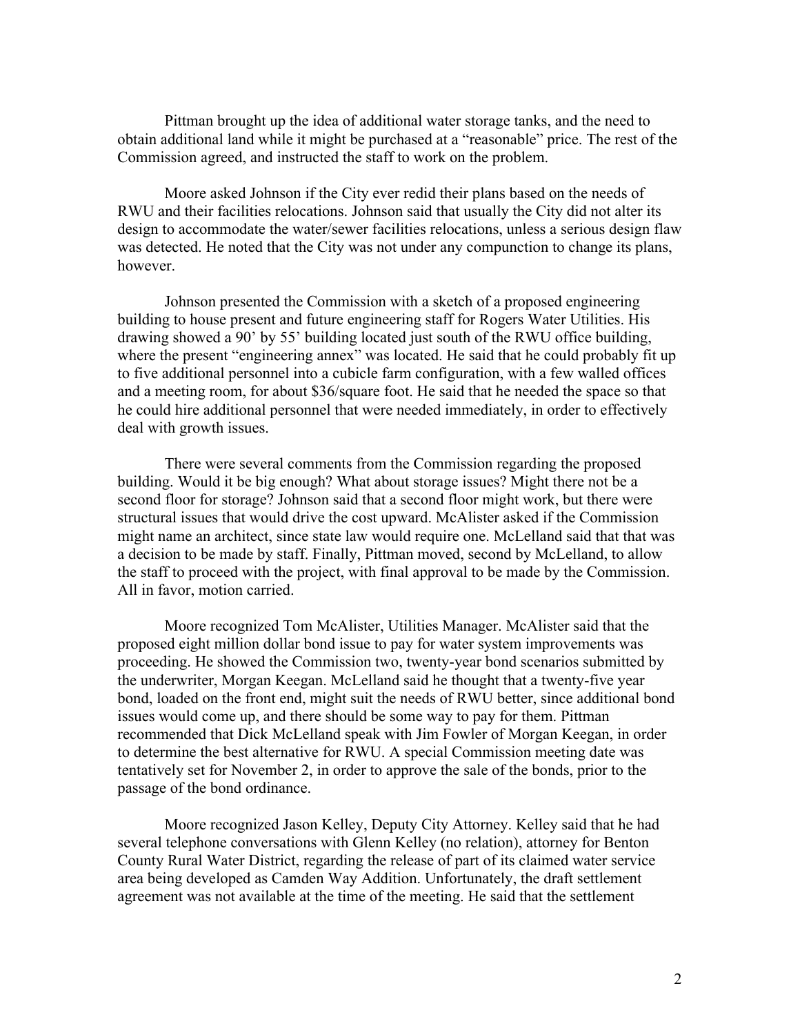Pittman brought up the idea of additional water storage tanks, and the need to obtain additional land while it might be purchased at a "reasonable" price. The rest of the Commission agreed, and instructed the staff to work on the problem.

Moore asked Johnson if the City ever redid their plans based on the needs of RWU and their facilities relocations. Johnson said that usually the City did not alter its design to accommodate the water/sewer facilities relocations, unless a serious design flaw was detected. He noted that the City was not under any compunction to change its plans, however.

Johnson presented the Commission with a sketch of a proposed engineering building to house present and future engineering staff for Rogers Water Utilities. His drawing showed a 90' by 55' building located just south of the RWU office building, where the present "engineering annex" was located. He said that he could probably fit up to five additional personnel into a cubicle farm configuration, with a few walled offices and a meeting room, for about $36/square foot. He said that he needed the space so that he could hire additional personnel that were needed immediately, in order to effectively deal with growth issues.

There were several comments from the Commission regarding the proposed building. Would it be big enough? What about storage issues? Might there not be a second floor for storage? Johnson said that a second floor might work, but there were structural issues that would drive the cost upward. McAlister asked if the Commission might name an architect, since state law would require one. McLelland said that that was a decision to be made by staff. Finally, Pittman moved, second by McLelland, to allow the staff to proceed with the project, with final approval to be made by the Commission. All in favor, motion carried.

Moore recognized Tom McAlister, Utilities Manager. McAlister said that the proposed eight million dollar bond issue to pay for water system improvements was proceeding. He showed the Commission two, twenty-year bond scenarios submitted by the underwriter, Morgan Keegan. McLelland said he thought that a twenty-five year bond, loaded on the front end, might suit the needs of RWU better, since additional bond issues would come up, and there should be some way to pay for them. Pittman recommended that Dick McLelland speak with Jim Fowler of Morgan Keegan, in order to determine the best alternative for RWU. A special Commission meeting date was tentatively set for November 2, in order to approve the sale of the bonds, prior to the passage of the bond ordinance.

Moore recognized Jason Kelley, Deputy City Attorney. Kelley said that he had several telephone conversations with Glenn Kelley (no relation), attorney for Benton County Rural Water District, regarding the release of part of its claimed water service area being developed as Camden Way Addition. Unfortunately, the draft settlement agreement was not available at the time of the meeting. He said that the settlement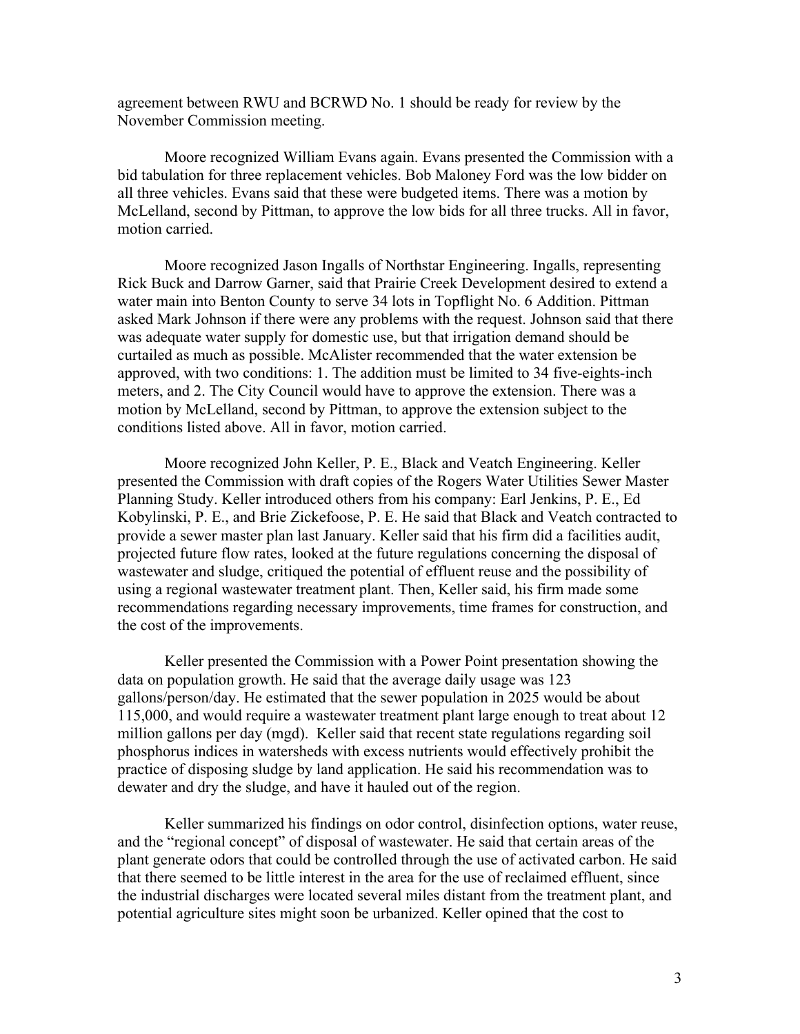agreement between RWU and BCRWD No. 1 should be ready for review by the November Commission meeting.

Moore recognized William Evans again. Evans presented the Commission with a bid tabulation for three replacement vehicles. Bob Maloney Ford was the low bidder on all three vehicles. Evans said that these were budgeted items. There was a motion by McLelland, second by Pittman, to approve the low bids for all three trucks. All in favor, motion carried.

Moore recognized Jason Ingalls of Northstar Engineering. Ingalls, representing Rick Buck and Darrow Garner, said that Prairie Creek Development desired to extend a water main into Benton County to serve 34 lots in Topflight No. 6 Addition. Pittman asked Mark Johnson if there were any problems with the request. Johnson said that there was adequate water supply for domestic use, but that irrigation demand should be curtailed as much as possible. McAlister recommended that the water extension be approved, with two conditions: 1. The addition must be limited to 34 five-eights-inch meters, and 2. The City Council would have to approve the extension. There was a motion by McLelland, second by Pittman, to approve the extension subject to the conditions listed above. All in favor, motion carried.

Moore recognized John Keller, P. E., Black and Veatch Engineering. Keller presented the Commission with draft copies of the Rogers Water Utilities Sewer Master Planning Study. Keller introduced others from his company: Earl Jenkins, P. E., Ed Kobylinski, P. E., and Brie Zickefoose, P. E. He said that Black and Veatch contracted to provide a sewer master plan last January. Keller said that his firm did a facilities audit, projected future flow rates, looked at the future regulations concerning the disposal of wastewater and sludge, critiqued the potential of effluent reuse and the possibility of using a regional wastewater treatment plant. Then, Keller said, his firm made some recommendations regarding necessary improvements, time frames for construction, and the cost of the improvements.

Keller presented the Commission with a Power Point presentation showing the data on population growth. He said that the average daily usage was 123 gallons/person/day. He estimated that the sewer population in 2025 would be about 115,000, and would require a wastewater treatment plant large enough to treat about 12 million gallons per day (mgd). Keller said that recent state regulations regarding soil phosphorus indices in watersheds with excess nutrients would effectively prohibit the practice of disposing sludge by land application. He said his recommendation was to dewater and dry the sludge, and have it hauled out of the region.

Keller summarized his findings on odor control, disinfection options, water reuse, and the "regional concept" of disposal of wastewater. He said that certain areas of the plant generate odors that could be controlled through the use of activated carbon. He said that there seemed to be little interest in the area for the use of reclaimed effluent, since the industrial discharges were located several miles distant from the treatment plant, and potential agriculture sites might soon be urbanized. Keller opined that the cost to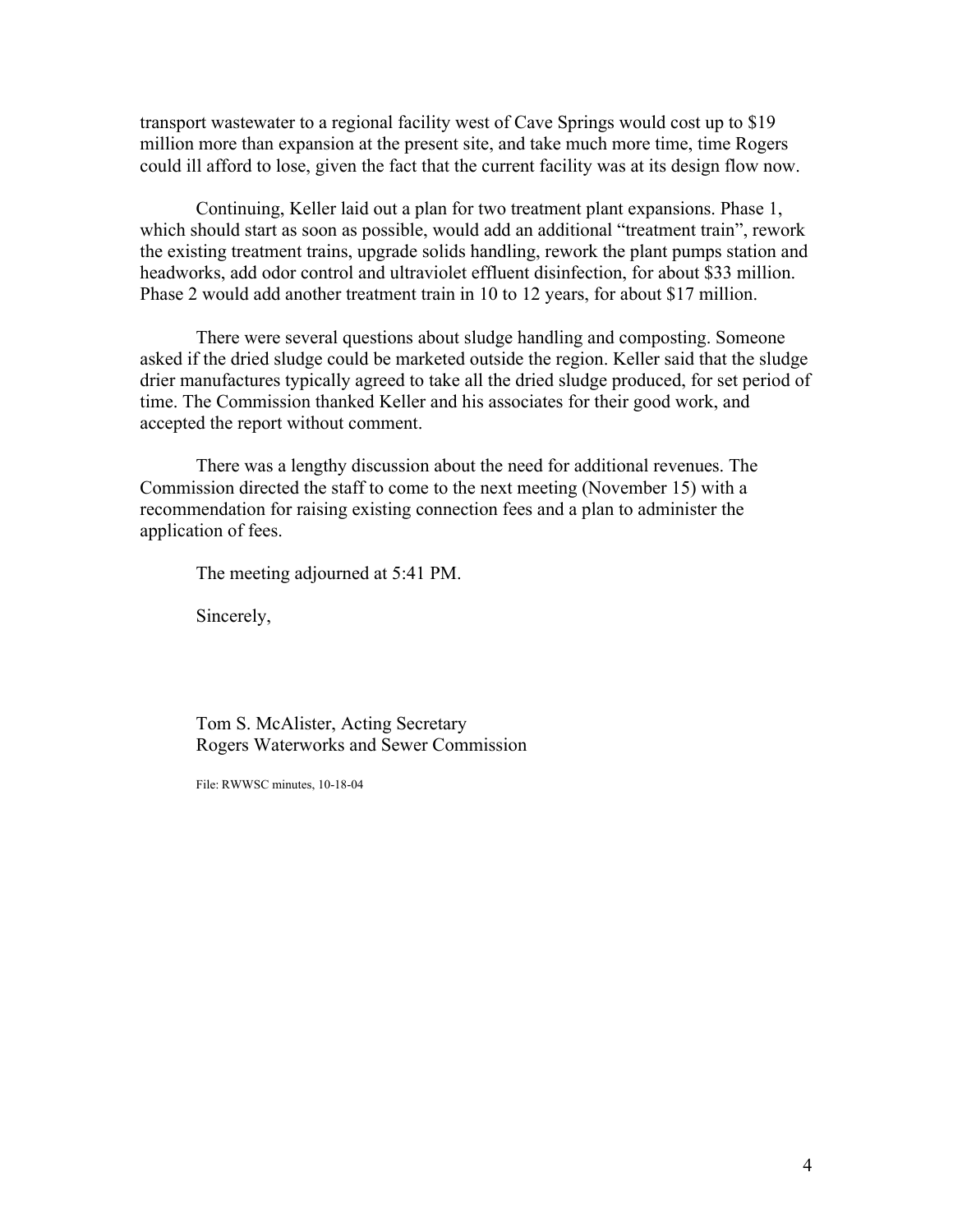transport wastewater to a regional facility west of Cave Springs would cost up to $19 million more than expansion at the present site, and take much more time, time Rogers could ill afford to lose, given the fact that the current facility was at its design flow now.

Continuing, Keller laid out a plan for two treatment plant expansions. Phase 1, which should start as soon as possible, would add an additional "treatment train", rework the existing treatment trains, upgrade solids handling, rework the plant pumps station and headworks, add odor control and ultraviolet effluent disinfection, for about $33 million. Phase 2 would add another treatment train in 10 to 12 years, for about $17 million.

There were several questions about sludge handling and composting. Someone asked if the dried sludge could be marketed outside the region. Keller said that the sludge drier manufactures typically agreed to take all the dried sludge produced, for set period of time. The Commission thanked Keller and his associates for their good work, and accepted the report without comment.

There was a lengthy discussion about the need for additional revenues. The Commission directed the staff to come to the next meeting (November 15) with a recommendation for raising existing connection fees and a plan to administer the application of fees.

The meeting adjourned at 5:41 PM.

Sincerely,

Tom S. McAlister, Acting Secretary
Rogers Waterworks and Sewer Commission

File: RWWSC minutes, 10-18-04